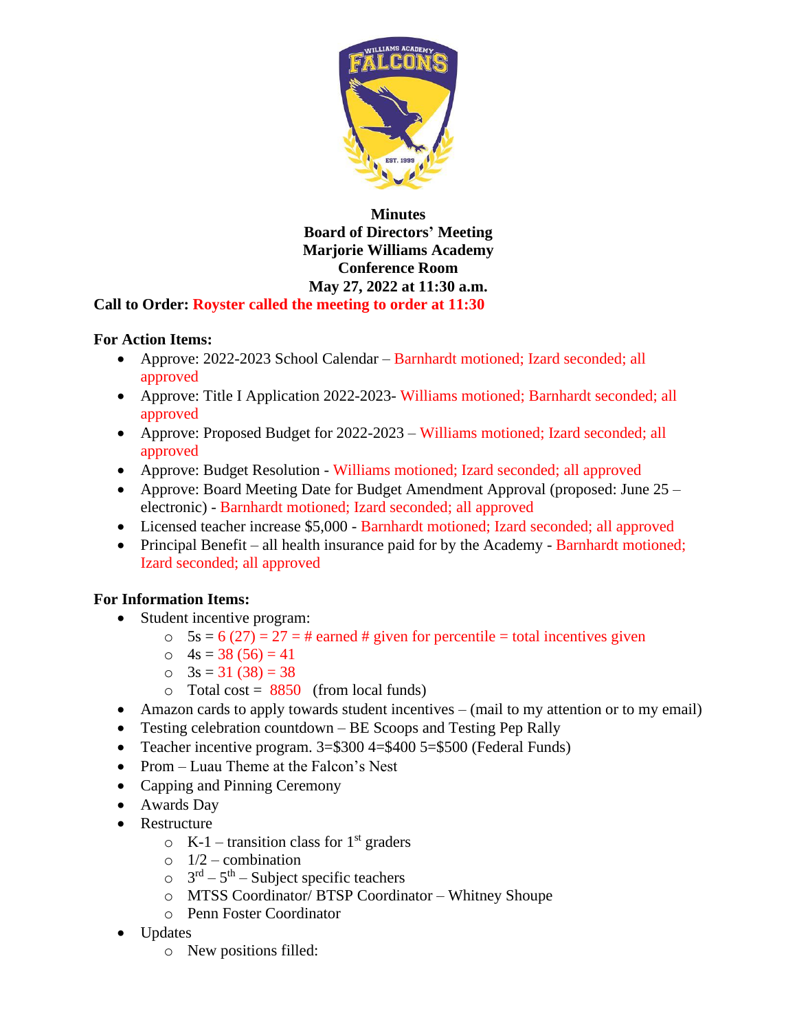**Minutes**
**Board of Directors' Meeting**
**Marjorie Williams Academy**
**Conference Room**
**May 27, 2022 at 11:30 a.m.**

**Call to Order:** **Royster called the meeting to order at 11:30**

**For Action Items:**

- Approve: 2022-2023 School Calendar – Barnhardt motioned; Izard seconded; all approved
- Approve: Title I Application 2022-2023- Williams motioned; Barnhardt seconded; all approved
- Approve: Proposed Budget for 2022-2023 – Williams motioned; Izard seconded; all approved
- Approve: Budget Resolution - Williams motioned; Izard seconded; all approved
- Approve: Board Meeting Date for Budget Amendment Approval (proposed: June 25 – electronic) - Barnhardt motioned; Izard seconded; all approved
- Licensed teacher increase $5,000 - Barnhardt motioned; Izard seconded; all approved
- Principal Benefit – all health insurance paid for by the Academy - Barnhardt motioned; Izard seconded; all approved

**For Information Items:**

- Student incentive program:
  - 5s = 6 (27) = 27 = # earned # given for percentile = total incentives given
  - 4s = 38 (56) = 41
  - 3s = 31 (38) = 38
  - Total cost = 8850 (from local funds)
- Amazon cards to apply towards student incentives – (mail to my attention or to my email)
- Testing celebration countdown – BE Scoops and Testing Pep Rally
- Teacher incentive program. 3=$300 4=$400 5=$500 (Federal Funds)
- Prom – Luau Theme at the Falcon's Nest
- Capping and Pinning Ceremony
- Awards Day
- Restructure
  - K-1 – transition class for 1st graders
  - 1/2 – combination
  - 3rd – 5th – Subject specific teachers
  - MTSS Coordinator/ BTSP Coordinator – Whitney Shoupe
  - Penn Foster Coordinator
- Updates
  - New positions filled: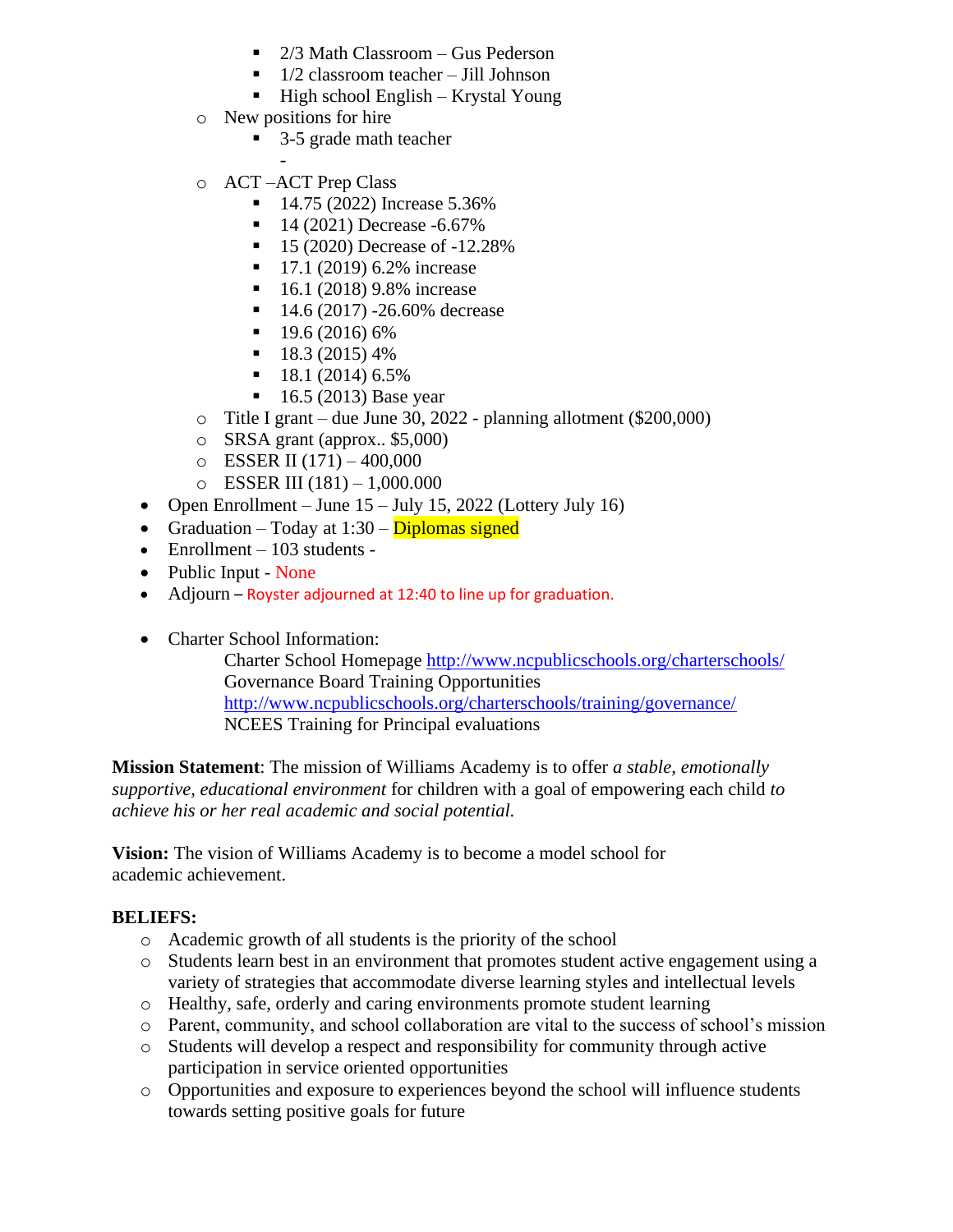- 2/3 Math Classroom – Gus Pederson
    - 1/2 classroom teacher – Jill Johnson
    - High school English – Krystal Young
  - New positions for hire
    - 3-5 grade math teacher
    - -
  - ACT –ACT Prep Class
    - 14.75 (2022) Increase 5.36%
    - 14 (2021) Decrease -6.67%
    - 15 (2020) Decrease of -12.28%
    - 17.1 (2019) 6.2% increase
    - 16.1 (2018) 9.8% increase
    - 14.6 (2017) -26.60% decrease
    - 19.6 (2016) 6%
    - 18.3 (2015) 4%
    - 18.1 (2014) 6.5%
    - 16.5 (2013) Base year
  - Title I grant – due June 30, 2022 - planning allotment ($200,000)
  - SRSA grant (approx.. $5,000)
  - ESSER II (171) – 400,000
  - ESSER III (181) – 1,000.000
- Open Enrollment – June 15 – July 15, 2022 (Lottery July 16)
- Graduation – Today at 1:30 – Diplomas signed
- Enrollment – 103 students -
- Public Input - None
- Adjourn – Royster adjourned at 12:40 to line up for graduation.

- Charter School Information:

  Charter School Homepage http://www.ncpublicschools.org/charterschools/
  Governance Board Training Opportunities
  http://www.ncpublicschools.org/charterschools/training/governance/
  NCEES Training for Principal evaluations

**Mission Statement**: The mission of Williams Academy is to offer *a stable, emotionally supportive, educational environment* for children with a goal of empowering each child *to achieve his or her real academic and social potential.*

**Vision:** The vision of Williams Academy is to become a model school for academic achievement.

**BELIEFS:**

- Academic growth of all students is the priority of the school
- Students learn best in an environment that promotes student active engagement using a variety of strategies that accommodate diverse learning styles and intellectual levels
- Healthy, safe, orderly and caring environments promote student learning
- Parent, community, and school collaboration are vital to the success of school's mission
- Students will develop a respect and responsibility for community through active participation in service oriented opportunities
- Opportunities and exposure to experiences beyond the school will influence students towards setting positive goals for future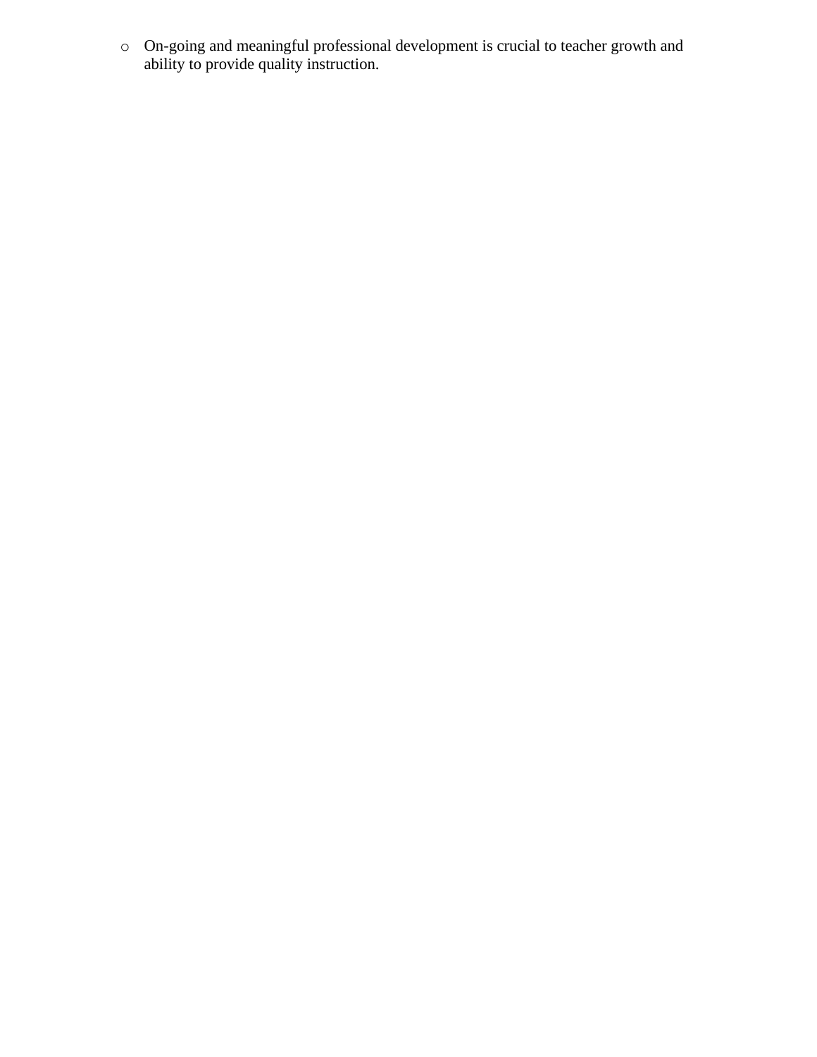- On-going and meaningful professional development is crucial to teacher growth and ability to provide quality instruction.